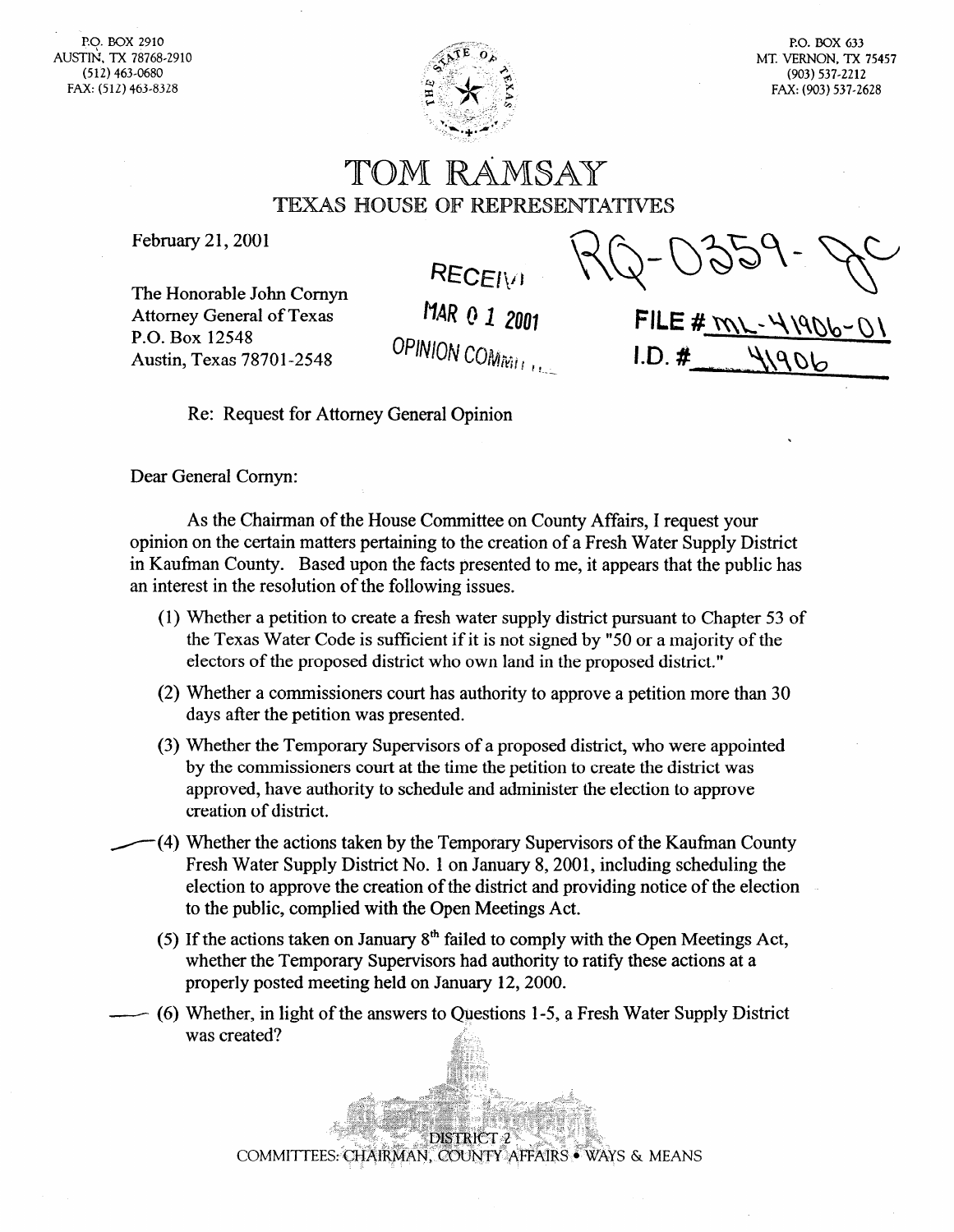P.O. BOX 2910
AUSTIN, TX 78768-2910
(512) 463-0680
FAX: (512) 463-8328

P.O. BOX 633
MT. VERNON, TX 75457
(903) 537-2212
FAX: (903) 537-2628

# TOM RAMSAY

## TEXAS HOUSE OF REPRESENTATIVES

February 21, 2001

RECEIVED
MAR 01 2001
OPINION COMMITTEE

RQ-0359-JC

FILE # ML-41906-01
I.D. # 41906

The Honorable John Cornyn
Attorney General of Texas
P.O. Box 12548
Austin, Texas 78701-2548

Re: Request for Attorney General Opinion

Dear General Cornyn:

As the Chairman of the House Committee on County Affairs, I request your opinion on the certain matters pertaining to the creation of a Fresh Water Supply District in Kaufman County. Based upon the facts presented to me, it appears that the public has an interest in the resolution of the following issues.

(1) Whether a petition to create a fresh water supply district pursuant to Chapter 53 of the Texas Water Code is sufficient if it is not signed by "50 or a majority of the electors of the proposed district who own land in the proposed district."

(2) Whether a commissioners court has authority to approve a petition more than 30 days after the petition was presented.

(3) Whether the Temporary Supervisors of a proposed district, who were appointed by the commissioners court at the time the petition to create the district was approved, have authority to schedule and administer the election to approve creation of district.

(4) Whether the actions taken by the Temporary Supervisors of the Kaufman County Fresh Water Supply District No. 1 on January 8, 2001, including scheduling the election to approve the creation of the district and providing notice of the election to the public, complied with the Open Meetings Act.

(5) If the actions taken on January 8th failed to comply with the Open Meetings Act, whether the Temporary Supervisors had authority to ratify these actions at a properly posted meeting held on January 12, 2000.

(6) Whether, in light of the answers to Questions 1-5, a Fresh Water Supply District was created?

DISTRICT 2
COMMITTEES: CHAIRMAN, COUNTY AFFAIRS • WAYS & MEANS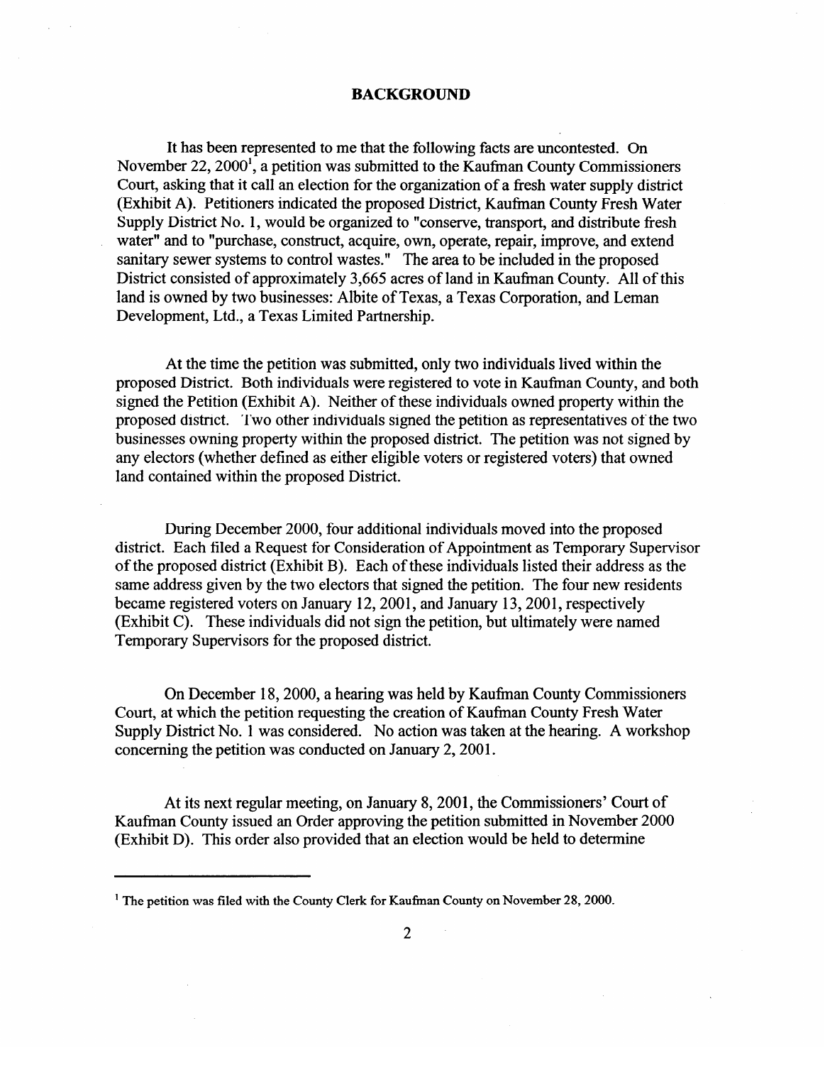## BACKGROUND

It has been represented to me that the following facts are uncontested. On November 22, 2000[1], a petition was submitted to the Kaufman County Commissioners Court, asking that it call an election for the organization of a fresh water supply district (Exhibit A). Petitioners indicated the proposed District, Kaufman County Fresh Water Supply District No. 1, would be organized to "conserve, transport, and distribute fresh water" and to "purchase, construct, acquire, own, operate, repair, improve, and extend sanitary sewer systems to control wastes." The area to be included in the proposed District consisted of approximately 3,665 acres of land in Kaufman County. All of this land is owned by two businesses: Albite of Texas, a Texas Corporation, and Leman Development, Ltd., a Texas Limited Partnership.

At the time the petition was submitted, only two individuals lived within the proposed District. Both individuals were registered to vote in Kaufman County, and both signed the Petition (Exhibit A). Neither of these individuals owned property within the proposed district. Two other individuals signed the petition as representatives of the two businesses owning property within the proposed district. The petition was not signed by any electors (whether defined as either eligible voters or registered voters) that owned land contained within the proposed District.

During December 2000, four additional individuals moved into the proposed district. Each filed a Request for Consideration of Appointment as Temporary Supervisor of the proposed district (Exhibit B). Each of these individuals listed their address as the same address given by the two electors that signed the petition. The four new residents became registered voters on January 12, 2001, and January 13, 2001, respectively (Exhibit C). These individuals did not sign the petition, but ultimately were named Temporary Supervisors for the proposed district.

On December 18, 2000, a hearing was held by Kaufman County Commissioners Court, at which the petition requesting the creation of Kaufman County Fresh Water Supply District No. 1 was considered. No action was taken at the hearing. A workshop concerning the petition was conducted on January 2, 2001.

At its next regular meeting, on January 8, 2001, the Commissioners' Court of Kaufman County issued an Order approving the petition submitted in November 2000 (Exhibit D). This order also provided that an election would be held to determine

[1] The petition was filed with the County Clerk for Kaufman County on November 28, 2000.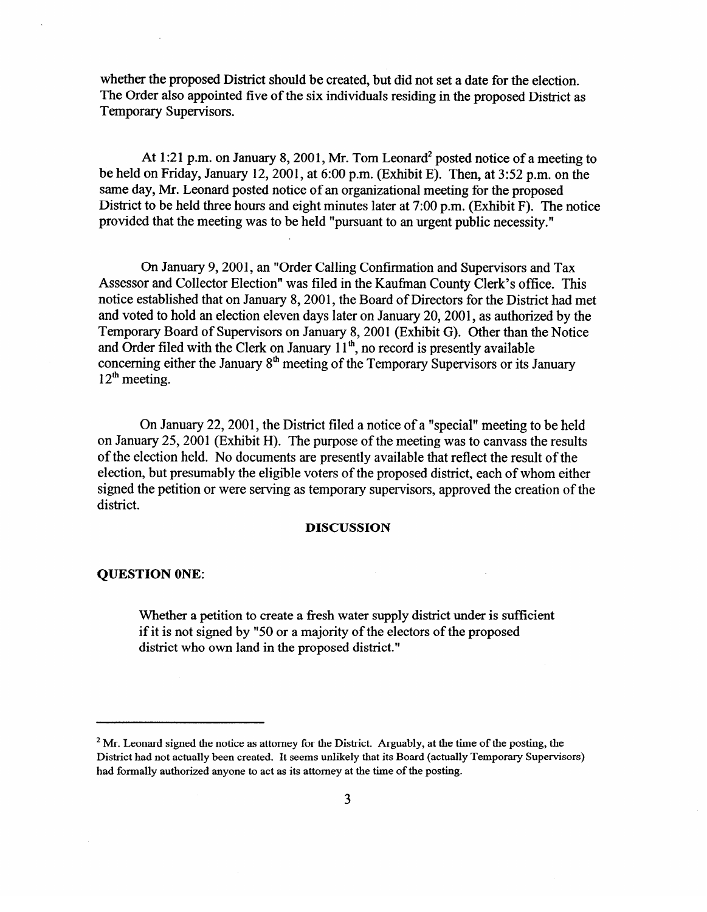whether the proposed District should be created, but did not set a date for the election. The Order also appointed five of the six individuals residing in the proposed District as Temporary Supervisors.

At 1:21 p.m. on January 8, 2001, Mr. Tom Leonard[2] posted notice of a meeting to be held on Friday, January 12, 2001, at 6:00 p.m. (Exhibit E). Then, at 3:52 p.m. on the same day, Mr. Leonard posted notice of an organizational meeting for the proposed District to be held three hours and eight minutes later at 7:00 p.m. (Exhibit F). The notice provided that the meeting was to be held "pursuant to an urgent public necessity."

On January 9, 2001, an "Order Calling Confirmation and Supervisors and Tax Assessor and Collector Election" was filed in the Kaufman County Clerk's office. This notice established that on January 8, 2001, the Board of Directors for the District had met and voted to hold an election eleven days later on January 20, 2001, as authorized by the Temporary Board of Supervisors on January 8, 2001 (Exhibit G). Other than the Notice and Order filed with the Clerk on January 11th, no record is presently available concerning either the January 8th meeting of the Temporary Supervisors or its January 12th meeting.

On January 22, 2001, the District filed a notice of a "special" meeting to be held on January 25, 2001 (Exhibit H). The purpose of the meeting was to canvass the results of the election held. No documents are presently available that reflect the result of the election, but presumably the eligible voters of the proposed district, each of whom either signed the petition or were serving as temporary supervisors, approved the creation of the district.

## DISCUSSION

### QUESTION ONE:

> Whether a petition to create a fresh water supply district under is sufficient if it is not signed by "50 or a majority of the electors of the proposed district who own land in the proposed district."

---

[2] Mr. Leonard signed the notice as attorney for the District. Arguably, at the time of the posting, the District had not actually been created. It seems unlikely that its Board (actually Temporary Supervisors) had formally authorized anyone to act as its attorney at the time of the posting.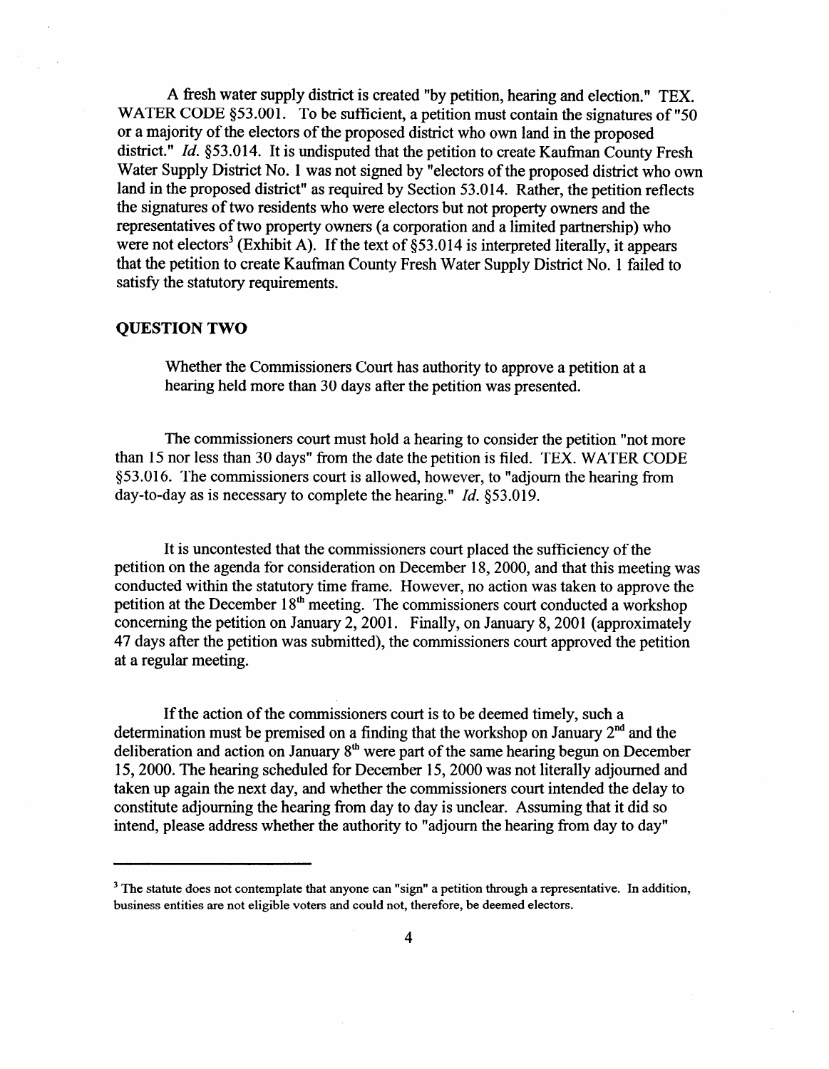A fresh water supply district is created "by petition, hearing and election." TEX. WATER CODE §53.001. To be sufficient, a petition must contain the signatures of "50 or a majority of the electors of the proposed district who own land in the proposed district." *Id.* §53.014. It is undisputed that the petition to create Kaufman County Fresh Water Supply District No. 1 was not signed by "electors of the proposed district who own land in the proposed district" as required by Section 53.014. Rather, the petition reflects the signatures of two residents who were electors but not property owners and the representatives of two property owners (a corporation and a limited partnership) who were not electors[3] (Exhibit A). If the text of §53.014 is interpreted literally, it appears that the petition to create Kaufman County Fresh Water Supply District No. 1 failed to satisfy the statutory requirements.

## QUESTION TWO

> Whether the Commissioners Court has authority to approve a petition at a hearing held more than 30 days after the petition was presented.

The commissioners court must hold a hearing to consider the petition "not more than 15 nor less than 30 days" from the date the petition is filed. TEX. WATER CODE §53.016. The commissioners court is allowed, however, to "adjourn the hearing from day-to-day as is necessary to complete the hearing." *Id.* §53.019.

It is uncontested that the commissioners court placed the sufficiency of the petition on the agenda for consideration on December 18, 2000, and that this meeting was conducted within the statutory time frame. However, no action was taken to approve the petition at the December 18th meeting. The commissioners court conducted a workshop concerning the petition on January 2, 2001. Finally, on January 8, 2001 (approximately 47 days after the petition was submitted), the commissioners court approved the petition at a regular meeting.

If the action of the commissioners court is to be deemed timely, such a determination must be premised on a finding that the workshop on January 2nd and the deliberation and action on January 8th were part of the same hearing begun on December 15, 2000. The hearing scheduled for December 15, 2000 was not literally adjourned and taken up again the next day, and whether the commissioners court intended the delay to constitute adjourning the hearing from day to day is unclear. Assuming that it did so intend, please address whether the authority to "adjourn the hearing from day to day"

---

[3] The statute does not contemplate that anyone can "sign" a petition through a representative. In addition, business entities are not eligible voters and could not, therefore, be deemed electors.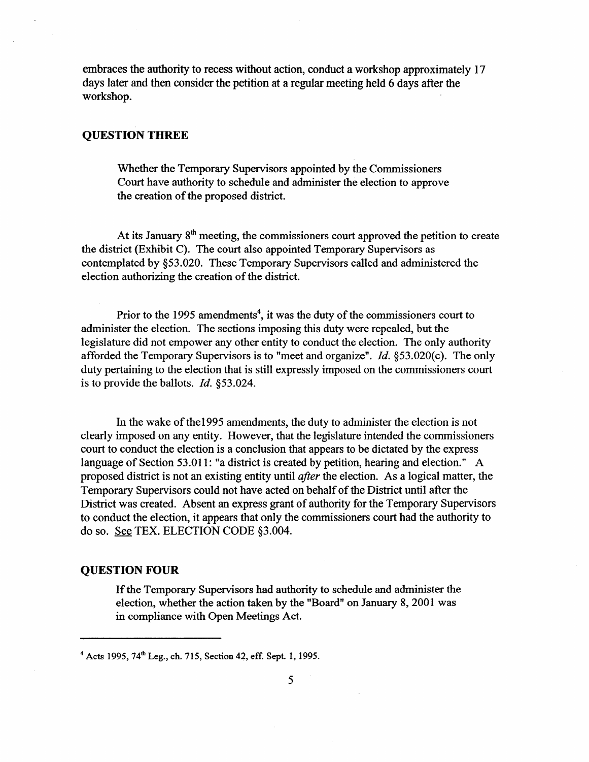embraces the authority to recess without action, conduct a workshop approximately 17 days later and then consider the petition at a regular meeting held 6 days after the workshop.

### QUESTION THREE

> Whether the Temporary Supervisors appointed by the Commissioners Court have authority to schedule and administer the election to approve the creation of the proposed district.

At its January 8th meeting, the commissioners court approved the petition to create the district (Exhibit C). The court also appointed Temporary Supervisors as contemplated by §53.020. These Temporary Supervisors called and administered the election authorizing the creation of the district.

Prior to the 1995 amendments[4], it was the duty of the commissioners court to administer the election. The sections imposing this duty were repealed, but the legislature did not empower any other entity to conduct the election. The only authority afforded the Temporary Supervisors is to "meet and organize". *Id.* §53.020(c). The only duty pertaining to the election that is still expressly imposed on the commissioners court is to provide the ballots. *Id.* §53.024.

In the wake of the1995 amendments, the duty to administer the election is not clearly imposed on any entity. However, that the legislature intended the commissioners court to conduct the election is a conclusion that appears to be dictated by the express language of Section 53.011: "a district is created by petition, hearing and election." A proposed district is not an existing entity until *after* the election. As a logical matter, the Temporary Supervisors could not have acted on behalf of the District until after the District was created. Absent an express grant of authority for the Temporary Supervisors to conduct the election, it appears that only the commissioners court had the authority to do so. See TEX. ELECTION CODE §3.004.

### QUESTION FOUR

> If the Temporary Supervisors had authority to schedule and administer the election, whether the action taken by the "Board" on January 8, 2001 was in compliance with Open Meetings Act.

---

[4] Acts 1995, 74th Leg., ch. 715, Section 42, eff. Sept. 1, 1995.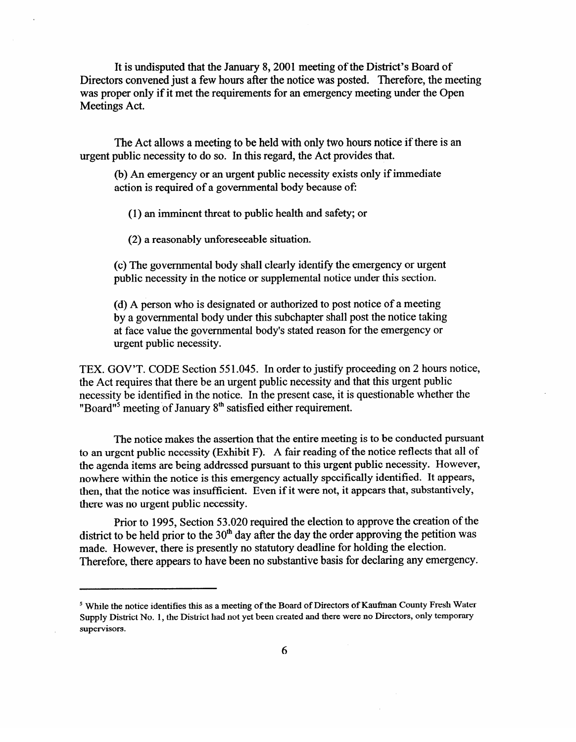It is undisputed that the January 8, 2001 meeting of the District's Board of Directors convened just a few hours after the notice was posted. Therefore, the meeting was proper only if it met the requirements for an emergency meeting under the Open Meetings Act.

The Act allows a meeting to be held with only two hours notice if there is an urgent public necessity to do so. In this regard, the Act provides that.

> (b) An emergency or an urgent public necessity exists only if immediate action is required of a governmental body because of:
>
> (1) an imminent threat to public health and safety; or
>
> (2) a reasonably unforeseeable situation.
>
> (c) The governmental body shall clearly identify the emergency or urgent public necessity in the notice or supplemental notice under this section.
>
> (d) A person who is designated or authorized to post notice of a meeting by a governmental body under this subchapter shall post the notice taking at face value the governmental body's stated reason for the emergency or urgent public necessity.

TEX. GOV'T. CODE Section 551.045. In order to justify proceeding on 2 hours notice, the Act requires that there be an urgent public necessity and that this urgent public necessity be identified in the notice. In the present case, it is questionable whether the "Board"[5] meeting of January 8th satisfied either requirement.

The notice makes the assertion that the entire meeting is to be conducted pursuant to an urgent public necessity (Exhibit F). A fair reading of the notice reflects that all of the agenda items are being addressed pursuant to this urgent public necessity. However, nowhere within the notice is this emergency actually specifically identified. It appears, then, that the notice was insufficient. Even if it were not, it appears that, substantively, there was no urgent public necessity.

Prior to 1995, Section 53.020 required the election to approve the creation of the district to be held prior to the 30th day after the day the order approving the petition was made. However, there is presently no statutory deadline for holding the election. Therefore, there appears to have been no substantive basis for declaring any emergency.

---

[5] While the notice identifies this as a meeting of the Board of Directors of Kaufman County Fresh Water Supply District No. 1, the District had not yet been created and there were no Directors, only temporary supervisors.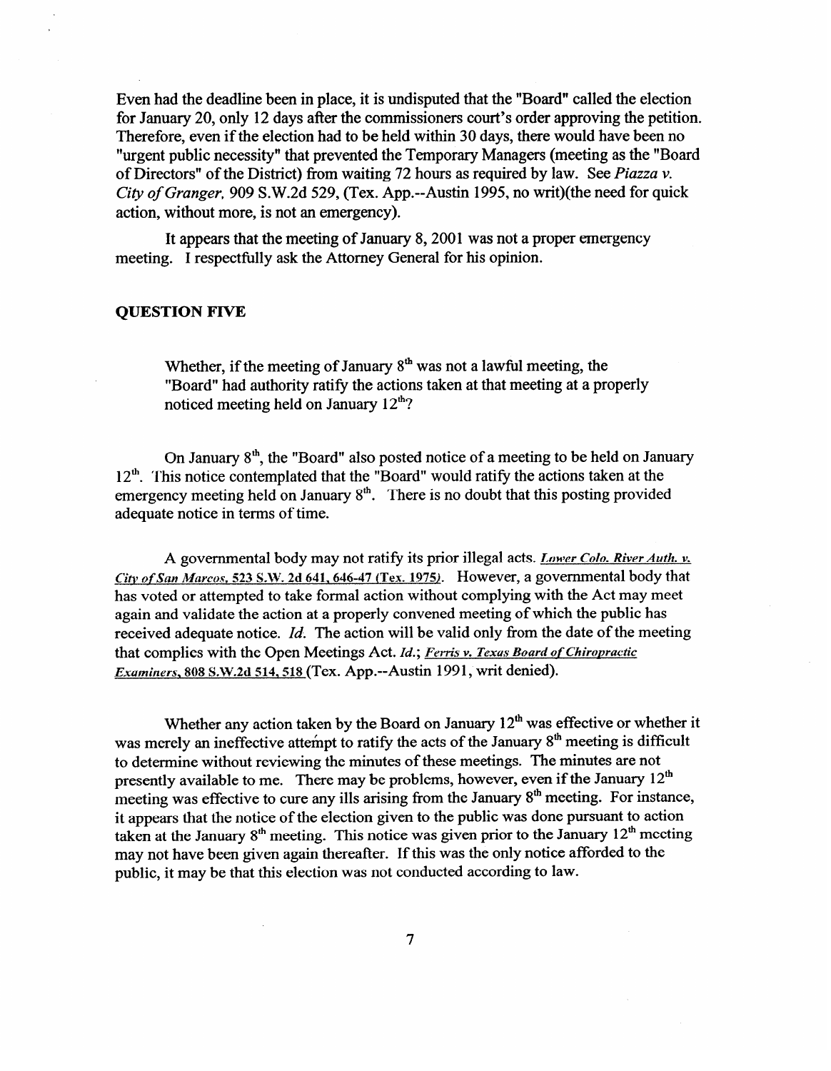Even had the deadline been in place, it is undisputed that the "Board" called the election for January 20, only 12 days after the commissioners court's order approving the petition. Therefore, even if the election had to be held within 30 days, there would have been no "urgent public necessity" that prevented the Temporary Managers (meeting as the "Board of Directors" of the District) from waiting 72 hours as required by law. See *Piazza v. City of Granger,* 909 S.W.2d 529, (Tex. App.--Austin 1995, no writ)(the need for quick action, without more, is not an emergency).

It appears that the meeting of January 8, 2001 was not a proper emergency meeting. I respectfully ask the Attorney General for his opinion.

**QUESTION FIVE**

Whether, if the meeting of January 8th was not a lawful meeting, the "Board" had authority ratify the actions taken at that meeting at a properly noticed meeting held on January 12th?

On January 8th, the "Board" also posted notice of a meeting to be held on January 12th. This notice contemplated that the "Board" would ratify the actions taken at the emergency meeting held on January 8th. There is no doubt that this posting provided adequate notice in terms of time.

A governmental body may not ratify its prior illegal acts. *Lower Colo. River Auth. v. City of San Marcos,* 523 S.W. 2d 641, 646-47 (Tex. 1975). However, a governmental body that has voted or attempted to take formal action without complying with the Act may meet again and validate the action at a properly convened meeting of which the public has received adequate notice. *Id.* The action will be valid only from the date of the meeting that complies with the Open Meetings Act. *Id.*; *Ferris v. Texas Board of Chiropractic Examiners,* 808 S.W.2d 514, 518 (Tex. App.--Austin 1991, writ denied).

Whether any action taken by the Board on January 12th was effective or whether it was merely an ineffective attempt to ratify the acts of the January 8th meeting is difficult to determine without reviewing the minutes of these meetings. The minutes are not presently available to me. There may be problems, however, even if the January 12th meeting was effective to cure any ills arising from the January 8th meeting. For instance, it appears that the notice of the election given to the public was done pursuant to action taken at the January 8th meeting. This notice was given prior to the January 12th meeting may not have been given again thereafter. If this was the only notice afforded to the public, it may be that this election was not conducted according to law.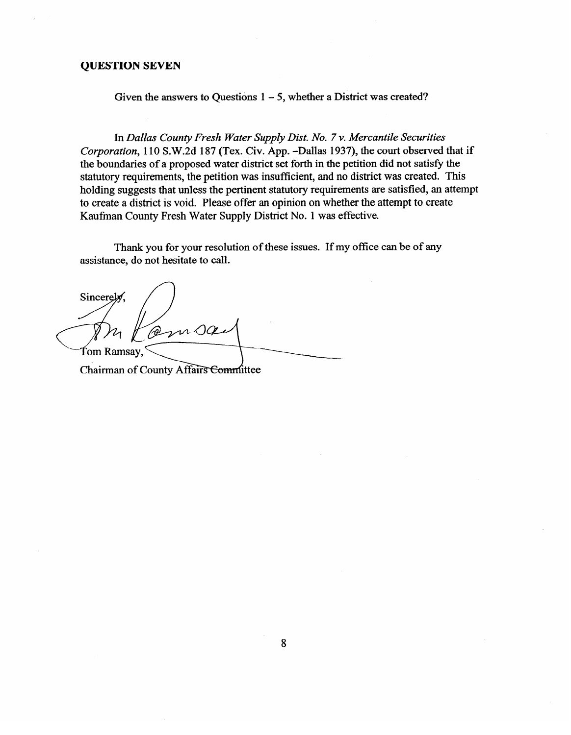**QUESTION SEVEN**

Given the answers to Questions 1 – 5, whether a District was created?

In *Dallas County Fresh Water Supply Dist. No. 7 v. Mercantile Securities Corporation*, 110 S.W.2d 187 (Tex. Civ. App. –Dallas 1937), the court observed that if the boundaries of a proposed water district set forth in the petition did not satisfy the statutory requirements, the petition was insufficient, and no district was created. This holding suggests that unless the pertinent statutory requirements are satisfied, an attempt to create a district is void. Please offer an opinion on whether the attempt to create Kaufman County Fresh Water Supply District No. 1 was effective.

Thank you for your resolution of these issues. If my office can be of any assistance, do not hesitate to call.

Sincerely,

Tom Ramsay,
Chairman of County Affairs Committee